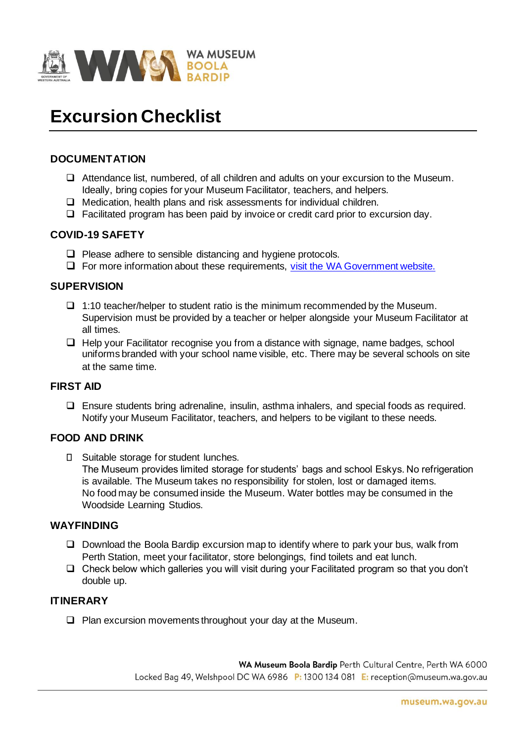# Excursion Checklist

## DOCUMENTATION

- ❑ Attendance list, numbered, of all children and adults on your excursion to the Museum. Ideally, bring copies for your Museum Facilitator, teachers, and helpers.
- ❑ Medication, health plans and risk assessments for individual children.
- ❑ Facilitated program has been paid by invoice or credit card prior to excursion day.

## COVID-19 SAFETY

- ❑ Please adhere to sensible distancing and hygiene protocols.
- ❑ For more information about these requirements, visit the WA Government website.

## SUPERVISION

- ❑ 1:10 teacher/helper to student ratio is the minimum recommended by the Museum. Supervision must be provided by a teacher or helper alongside your Museum Facilitator at all times.
- ❑ Help your Facilitator recognise you from a distance with signage, name badges, school uniforms branded with your school name visible, etc. There may be several schools on site at the same time.

## FIRST AID

- ❑ Ensure students bring adrenaline, insulin, asthma inhalers, and special foods as required. Notify your Museum Facilitator, teachers, and helpers to be vigilant to these needs.

## FOOD AND DRINK

- ❑ Suitable storage for student lunches.
  The Museum provides limited storage for students' bags and school Eskys. No refrigeration is available. The Museum takes no responsibility for stolen, lost or damaged items.
  No food may be consumed inside the Museum. Water bottles may be consumed in the Woodside Learning Studios.

## WAYFINDING

- ❑ Download the Boola Bardip excursion map to identify where to park your bus, walk from Perth Station, meet your facilitator, store belongings, find toilets and eat lunch.
- ❑ Check below which galleries you will visit during your Facilitated program so that you don't double up.

## ITINERARY

- ❑ Plan excursion movements throughout your day at the Museum.

**WA Museum Boola Bardip** Perth Cultural Centre, Perth WA 6000
Locked Bag 49, Welshpool DC WA 6986 **P:** 1300 134 081 **E:** reception@museum.wa.gov.au

museum.wa.gov.au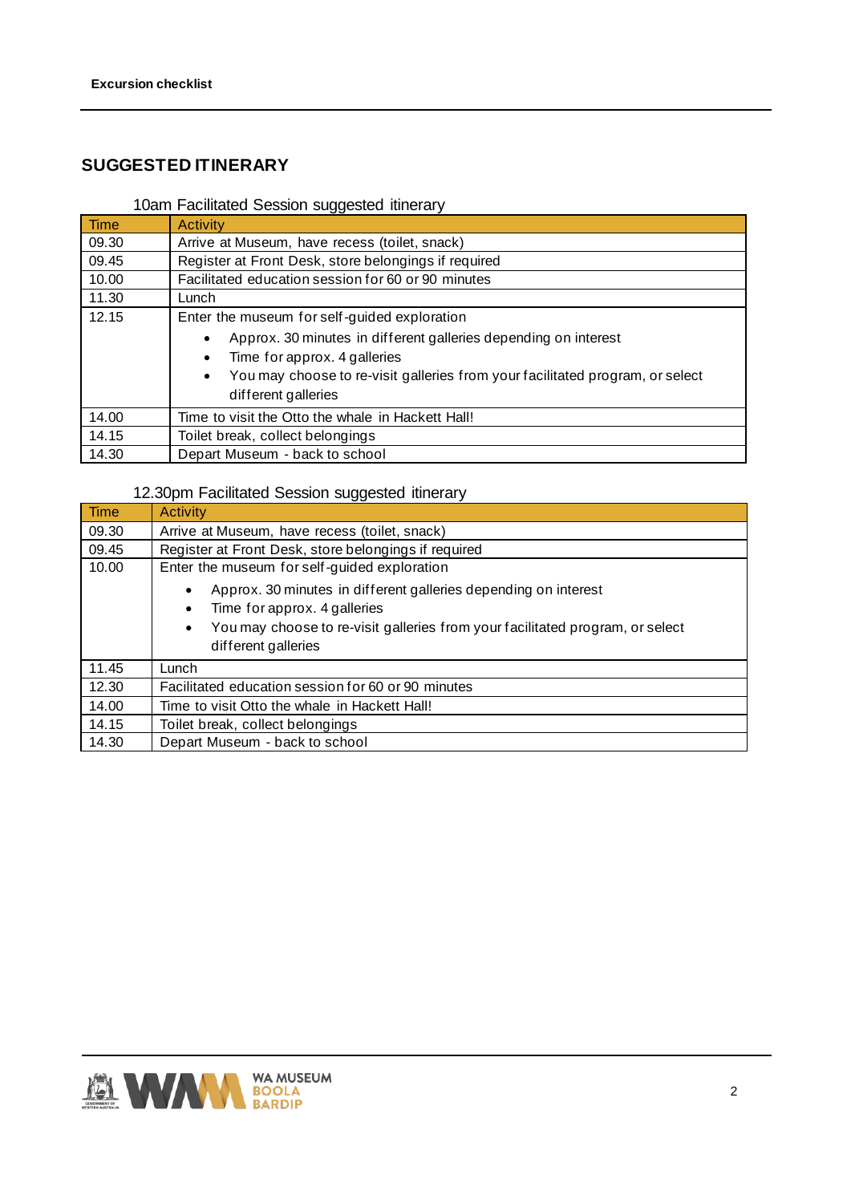## SUGGESTED ITINERARY

10am Facilitated Session suggested itinerary

| Time | Activity |
|---|---|
| 09.30 | Arrive at Museum, have recess (toilet, snack) |
| 09.45 | Register at Front Desk, store belongings if required |
| 10.00 | Facilitated education session for 60 or 90 minutes |
| 11.30 | Lunch |
| 12.15 | Enter the museum for self-guided exploration<br>• Approx. 30 minutes in different galleries depending on interest<br>• Time for approx. 4 galleries<br>• You may choose to re-visit galleries from your facilitated program, or select different galleries |
| 14.00 | Time to visit the Otto the whale in Hackett Hall! |
| 14.15 | Toilet break, collect belongings |
| 14.30 | Depart Museum - back to school |

12.30pm Facilitated Session suggested itinerary

| Time | Activity |
|---|---|
| 09.30 | Arrive at Museum, have recess (toilet, snack) |
| 09.45 | Register at Front Desk, store belongings if required |
| 10.00 | Enter the museum for self-guided exploration<br>• Approx. 30 minutes in different galleries depending on interest<br>• Time for approx. 4 galleries<br>• You may choose to re-visit galleries from your facilitated program, or select different galleries |
| 11.45 | Lunch |
| 12.30 | Facilitated education session for 60 or 90 minutes |
| 14.00 | Time to visit Otto the whale in Hackett Hall! |
| 14.15 | Toilet break, collect belongings |
| 14.30 | Depart Museum - back to school |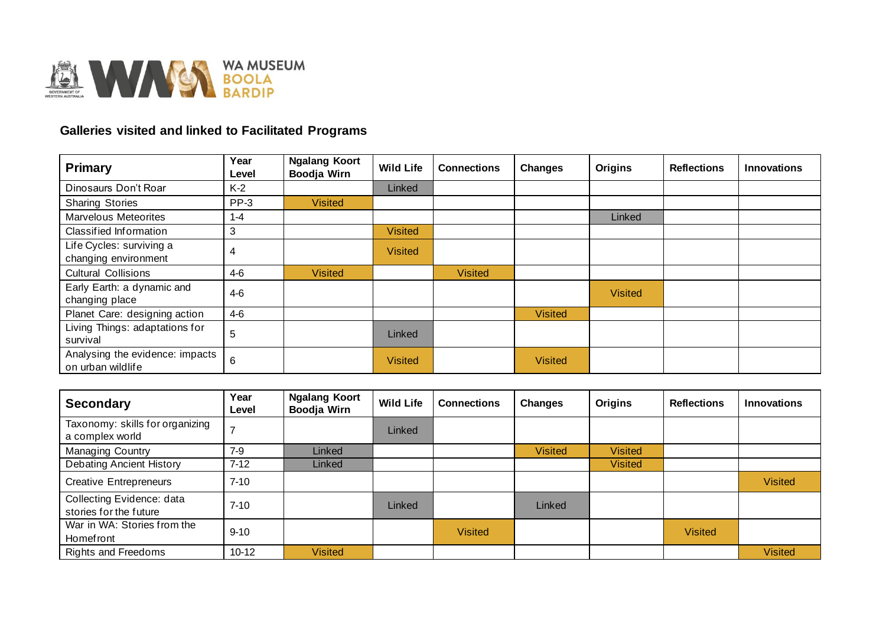## Galleries visited and linked to Facilitated Programs

| Primary | Year Level | Ngalang Koort Boodja Wirn | Wild Life | Connections | Changes | Origins | Reflections | Innovations |
|---|---|---|---|---|---|---|---|---|
| Dinosaurs Don't Roar | K-2 | | Linked | | | | | |
| Sharing Stories | PP-3 | Visited | | | | | | |
| Marvelous Meteorites | 1-4 | | | | | Linked | | |
| Classified Information | 3 | | Visited | | | | | |
| Life Cycles: surviving a changing environment | 4 | | Visited | | | | | |
| Cultural Collisions | 4-6 | Visited | | Visited | | | | |
| Early Earth: a dynamic and changing place | 4-6 | | | | | Visited | | |
| Planet Care: designing action | 4-6 | | | | Visited | | | |
| Living Things: adaptations for survival | 5 | | Linked | | | | | |
| Analysing the evidence: impacts on urban wildlife | 6 | | Visited | | Visited | | | |

| Secondary | Year Level | Ngalang Koort Boodja Wirn | Wild Life | Connections | Changes | Origins | Reflections | Innovations |
|---|---|---|---|---|---|---|---|---|
| Taxonomy: skills for organizing a complex world | 7 | | Linked | | | | | |
| Managing Country | 7-9 | Linked | | | Visited | Visited | | |
| Debating Ancient History | 7-12 | Linked | | | | Visited | | |
| Creative Entrepreneurs | 7-10 | | | | | | | Visited |
| Collecting Evidence: data stories for the future | 7-10 | | Linked | | Linked | | | |
| War in WA: Stories from the Homefront | 9-10 | | | Visited | | | Visited | |
| Rights and Freedoms | 10-12 | Visited | | | | | | Visited |